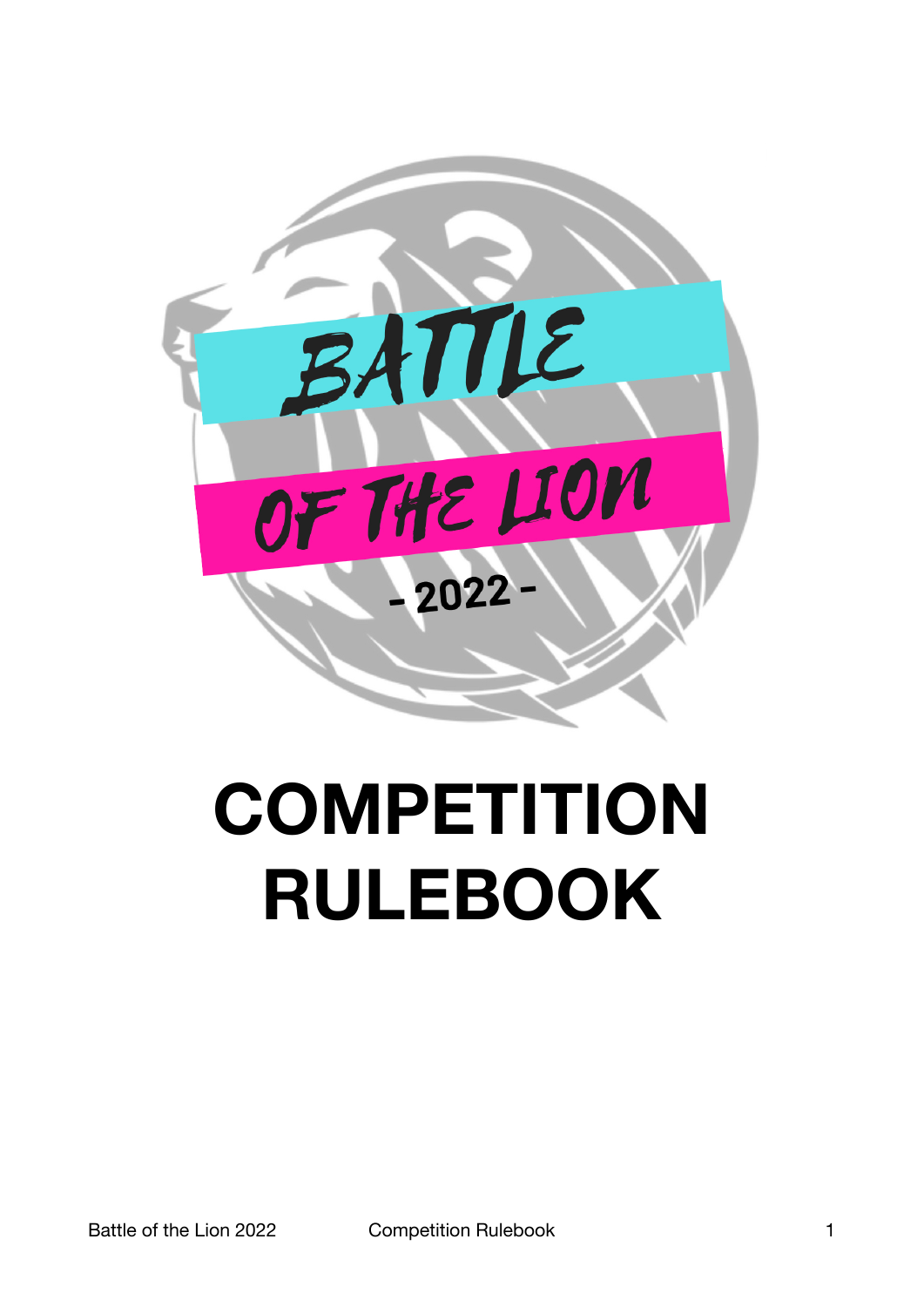BATTLE OF THE LION

- 2022 -

# COMPETITION RULEBOOK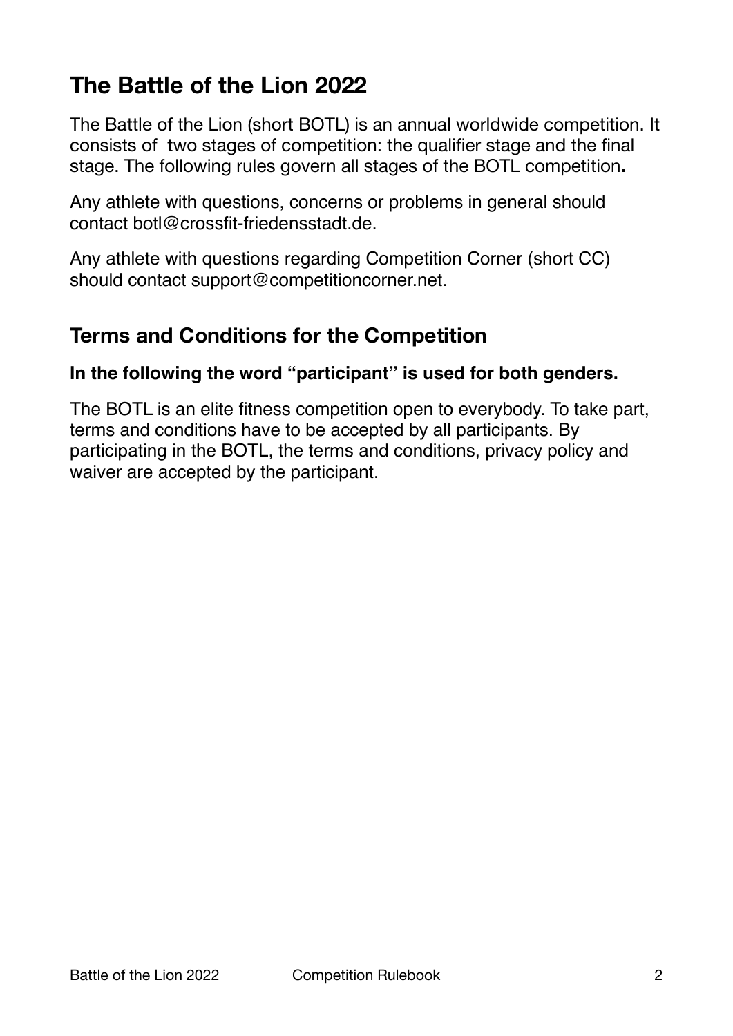# The Battle of the Lion 2022

The Battle of the Lion (short BOTL) is an annual worldwide competition. It consists of two stages of competition: the qualifier stage and the final stage. The following rules govern all stages of the BOTL competition**.**

Any athlete with questions, concerns or problems in general should contact botl@crossfit-friedensstadt.de.

Any athlete with questions regarding Competition Corner (short CC) should contact support@competitioncorner.net.

## Terms and Conditions for the Competition

**In the following the word "participant" is used for both genders.**

The BOTL is an elite fitness competition open to everybody. To take part, terms and conditions have to be accepted by all participants. By participating in the BOTL, the terms and conditions, privacy policy and waiver are accepted by the participant.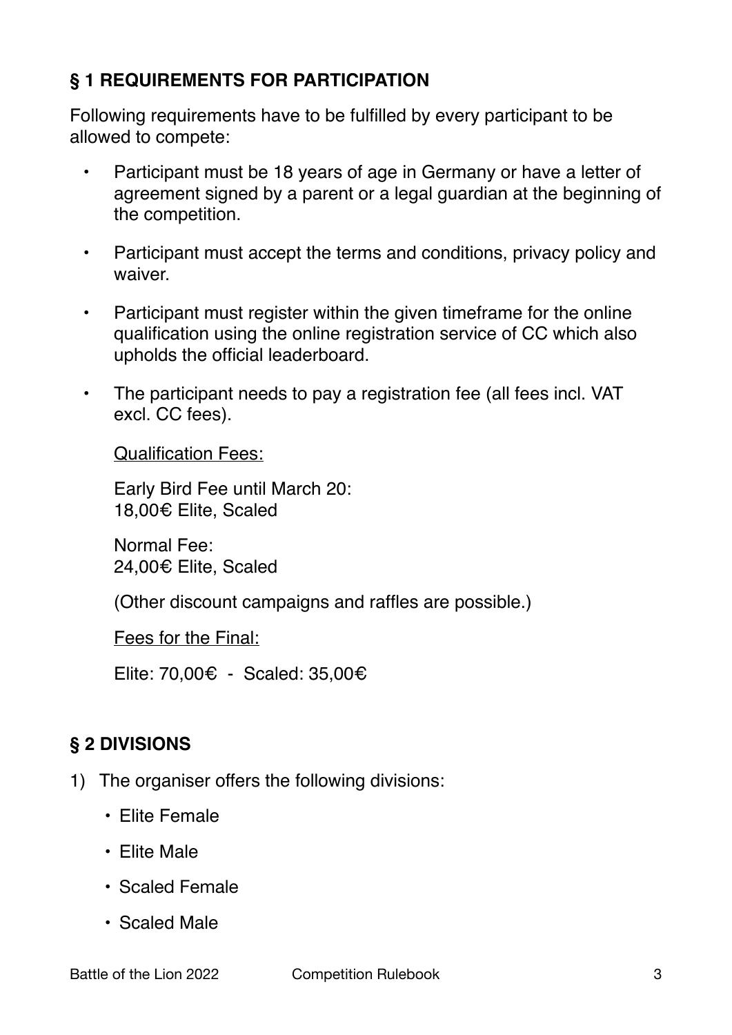## § 1 REQUIREMENTS FOR PARTICIPATION

Following requirements have to be fulfilled by every participant to be allowed to compete:

- Participant must be 18 years of age in Germany or have a letter of agreement signed by a parent or a legal guardian at the beginning of the competition.
- Participant must accept the terms and conditions, privacy policy and waiver.
- Participant must register within the given timeframe for the online qualification using the online registration service of CC which also upholds the official leaderboard.
- The participant needs to pay a registration fee (all fees incl. VAT excl. CC fees).

  Qualification Fees:

  Early Bird Fee until March 20:
  18,00€ Elite, Scaled

  Normal Fee:
  24,00€ Elite, Scaled

  (Other discount campaigns and raffles are possible.)

  Fees for the Final:

  Elite: 70,00€ - Scaled: 35,00€

## § 2 DIVISIONS

1) The organiser offers the following divisions:
   - Elite Female
   - Elite Male
   - Scaled Female
   - Scaled Male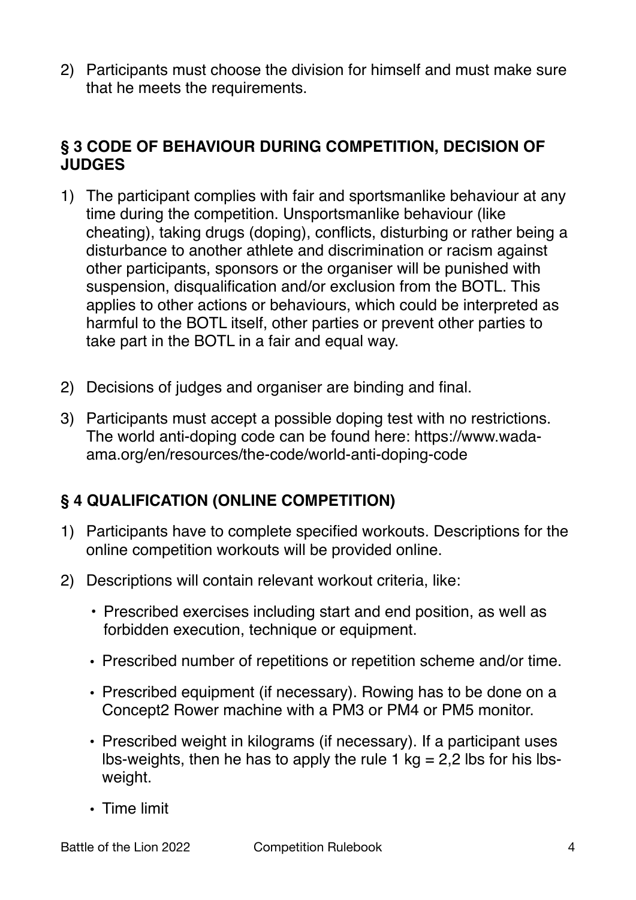2) Participants must choose the division for himself and must make sure that he meets the requirements.

## § 3 CODE OF BEHAVIOUR DURING COMPETITION, DECISION OF JUDGES

1) The participant complies with fair and sportsmanlike behaviour at any time during the competition. Unsportsmanlike behaviour (like cheating), taking drugs (doping), conflicts, disturbing or rather being a disturbance to another athlete and discrimination or racism against other participants, sponsors or the organiser will be punished with suspension, disqualification and/or exclusion from the BOTL. This applies to other actions or behaviours, which could be interpreted as harmful to the BOTL itself, other parties or prevent other parties to take part in the BOTL in a fair and equal way.

2) Decisions of judges and organiser are binding and final.

3) Participants must accept a possible doping test with no restrictions. The world anti-doping code can be found here: https://www.wada-ama.org/en/resources/the-code/world-anti-doping-code

## § 4 QUALIFICATION (ONLINE COMPETITION)

1) Participants have to complete specified workouts. Descriptions for the online competition workouts will be provided online.

2) Descriptions will contain relevant workout criteria, like:
   - Prescribed exercises including start and end position, as well as forbidden execution, technique or equipment.
   - Prescribed number of repetitions or repetition scheme and/or time.
   - Prescribed equipment (if necessary). Rowing has to be done on a Concept2 Rower machine with a PM3 or PM4 or PM5 monitor.
   - Prescribed weight in kilograms (if necessary). If a participant uses lbs-weights, then he has to apply the rule 1 kg = 2,2 lbs for his lbs-weight.
   - Time limit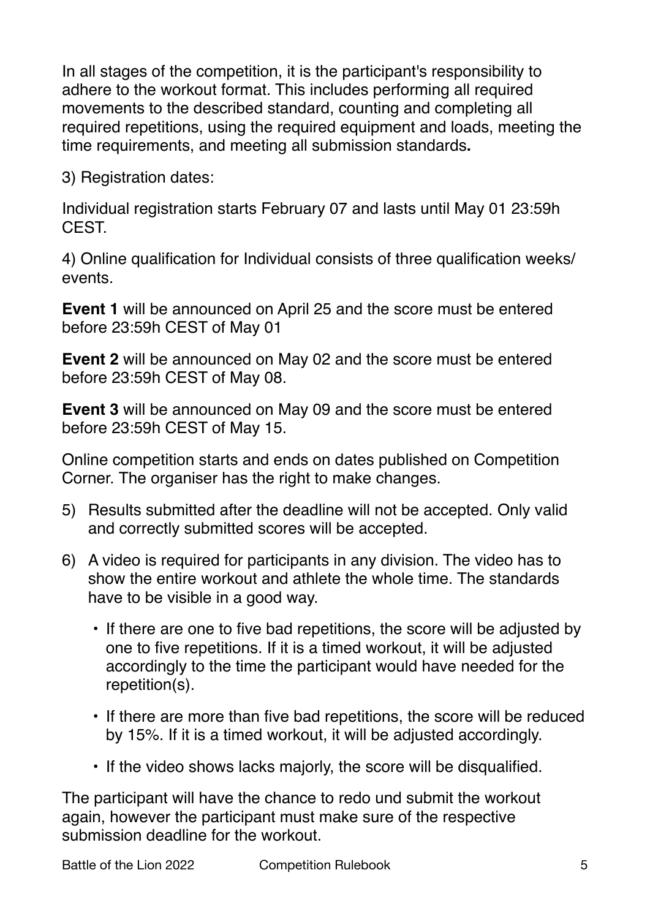In all stages of the competition, it is the participant's responsibility to adhere to the workout format. This includes performing all required movements to the described standard, counting and completing all required repetitions, using the required equipment and loads, meeting the time requirements, and meeting all submission standards**.**

3) Registration dates:

Individual registration starts February 07 and lasts until May 01 23:59h CEST.

4) Online qualification for Individual consists of three qualification weeks/ events.

**Event 1** will be announced on April 25 and the score must be entered before 23:59h CEST of May 01

**Event 2** will be announced on May 02 and the score must be entered before 23:59h CEST of May 08.

**Event 3** will be announced on May 09 and the score must be entered before 23:59h CEST of May 15.

Online competition starts and ends on dates published on Competition Corner. The organiser has the right to make changes.

5) Results submitted after the deadline will not be accepted. Only valid and correctly submitted scores will be accepted.

6) A video is required for participants in any division. The video has to show the entire workout and athlete the whole time. The standards have to be visible in a good way.

   - If there are one to five bad repetitions, the score will be adjusted by one to five repetitions. If it is a timed workout, it will be adjusted accordingly to the time the participant would have needed for the repetition(s).
   - If there are more than five bad repetitions, the score will be reduced by 15%. If it is a timed workout, it will be adjusted accordingly.
   - If the video shows lacks majorly, the score will be disqualified.

The participant will have the chance to redo und submit the workout again, however the participant must make sure of the respective submission deadline for the workout.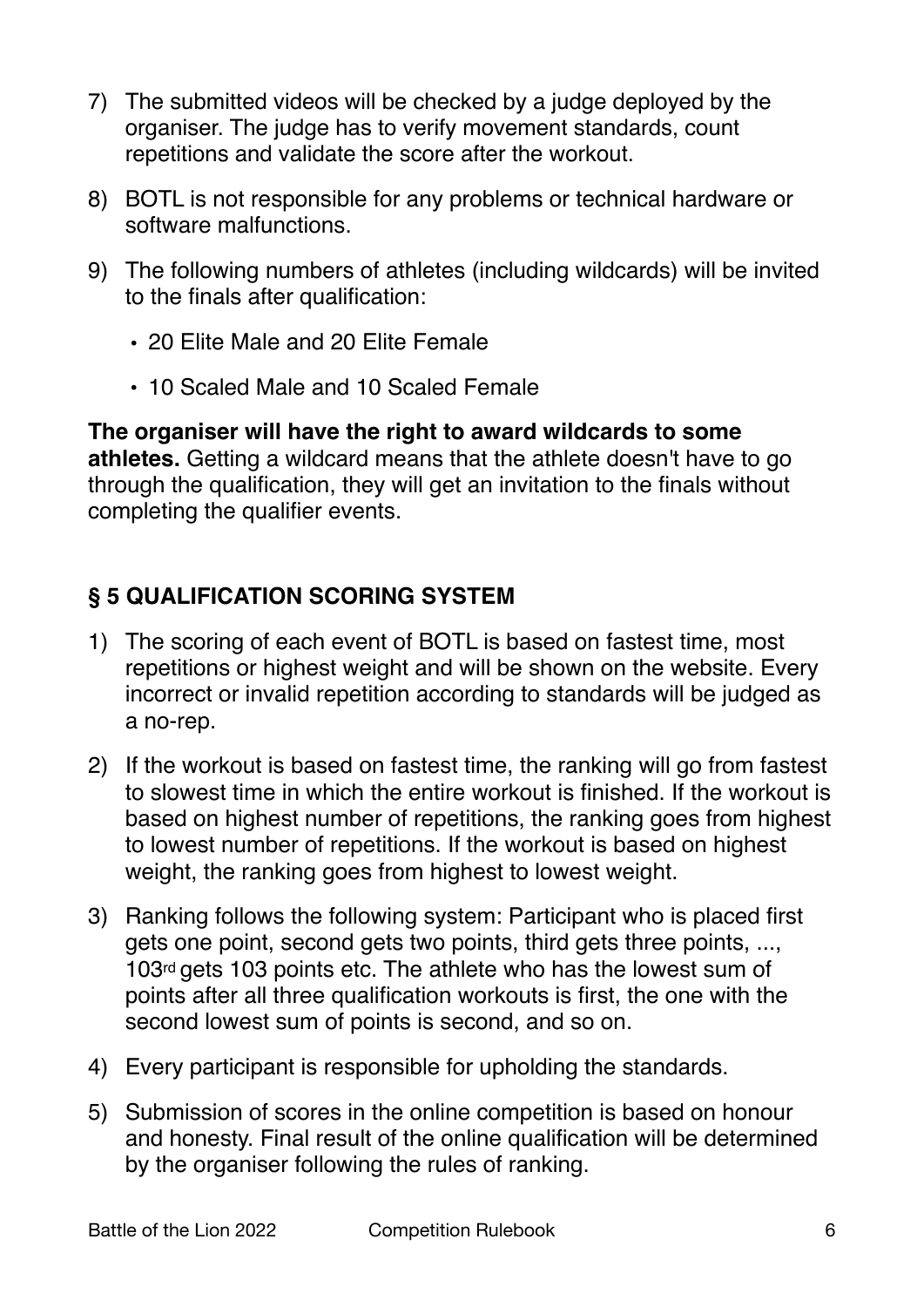7) The submitted videos will be checked by a judge deployed by the organiser. The judge has to verify movement standards, count repetitions and validate the score after the workout.

8) BOTL is not responsible for any problems or technical hardware or software malfunctions.

9) The following numbers of athletes (including wildcards) will be invited to the finals after qualification:

   - 20 Elite Male and 20 Elite Female
   - 10 Scaled Male and 10 Scaled Female

**The organiser will have the right to award wildcards to some athletes.** Getting a wildcard means that the athlete doesn't have to go through the qualification, they will get an invitation to the finals without completing the qualifier events.

## § 5 QUALIFICATION SCORING SYSTEM

1) The scoring of each event of BOTL is based on fastest time, most repetitions or highest weight and will be shown on the website. Every incorrect or invalid repetition according to standards will be judged as a no-rep.

2) If the workout is based on fastest time, the ranking will go from fastest to slowest time in which the entire workout is finished. If the workout is based on highest number of repetitions, the ranking goes from highest to lowest number of repetitions. If the workout is based on highest weight, the ranking goes from highest to lowest weight.

3) Ranking follows the following system: Participant who is placed first gets one point, second gets two points, third gets three points, ..., 103rd gets 103 points etc. The athlete who has the lowest sum of points after all three qualification workouts is first, the one with the second lowest sum of points is second, and so on.

4) Every participant is responsible for upholding the standards.

5) Submission of scores in the online competition is based on honour and honesty. Final result of the online qualification will be determined by the organiser following the rules of ranking.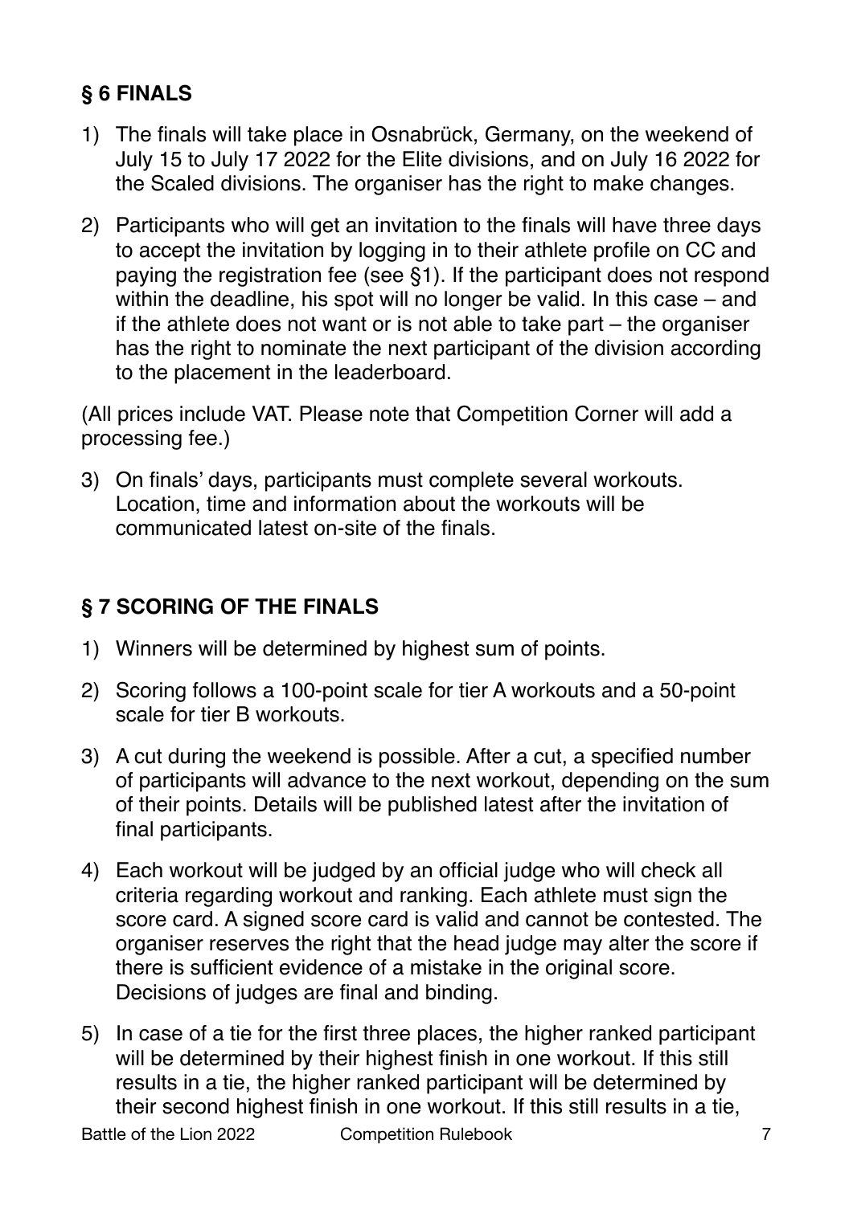## § 6 FINALS

1) The finals will take place in Osnabrück, Germany, on the weekend of July 15 to July 17 2022 for the Elite divisions, and on July 16 2022 for the Scaled divisions. The organiser has the right to make changes.
2) Participants who will get an invitation to the finals will have three days to accept the invitation by logging in to their athlete profile on CC and paying the registration fee (see §1). If the participant does not respond within the deadline, his spot will no longer be valid. In this case – and if the athlete does not want or is not able to take part – the organiser has the right to nominate the next participant of the division according to the placement in the leaderboard.

(All prices include VAT. Please note that Competition Corner will add a processing fee.)

3) On finals' days, participants must complete several workouts. Location, time and information about the workouts will be communicated latest on-site of the finals.

## § 7 SCORING OF THE FINALS

1) Winners will be determined by highest sum of points.
2) Scoring follows a 100-point scale for tier A workouts and a 50-point scale for tier B workouts.
3) A cut during the weekend is possible. After a cut, a specified number of participants will advance to the next workout, depending on the sum of their points. Details will be published latest after the invitation of final participants.
4) Each workout will be judged by an official judge who will check all criteria regarding workout and ranking. Each athlete must sign the score card. A signed score card is valid and cannot be contested. The organiser reserves the right that the head judge may alter the score if there is sufficient evidence of a mistake in the original score. Decisions of judges are final and binding.
5) In case of a tie for the first three places, the higher ranked participant will be determined by their highest finish in one workout. If this still results in a tie, the higher ranked participant will be determined by their second highest finish in one workout. If this still results in a tie,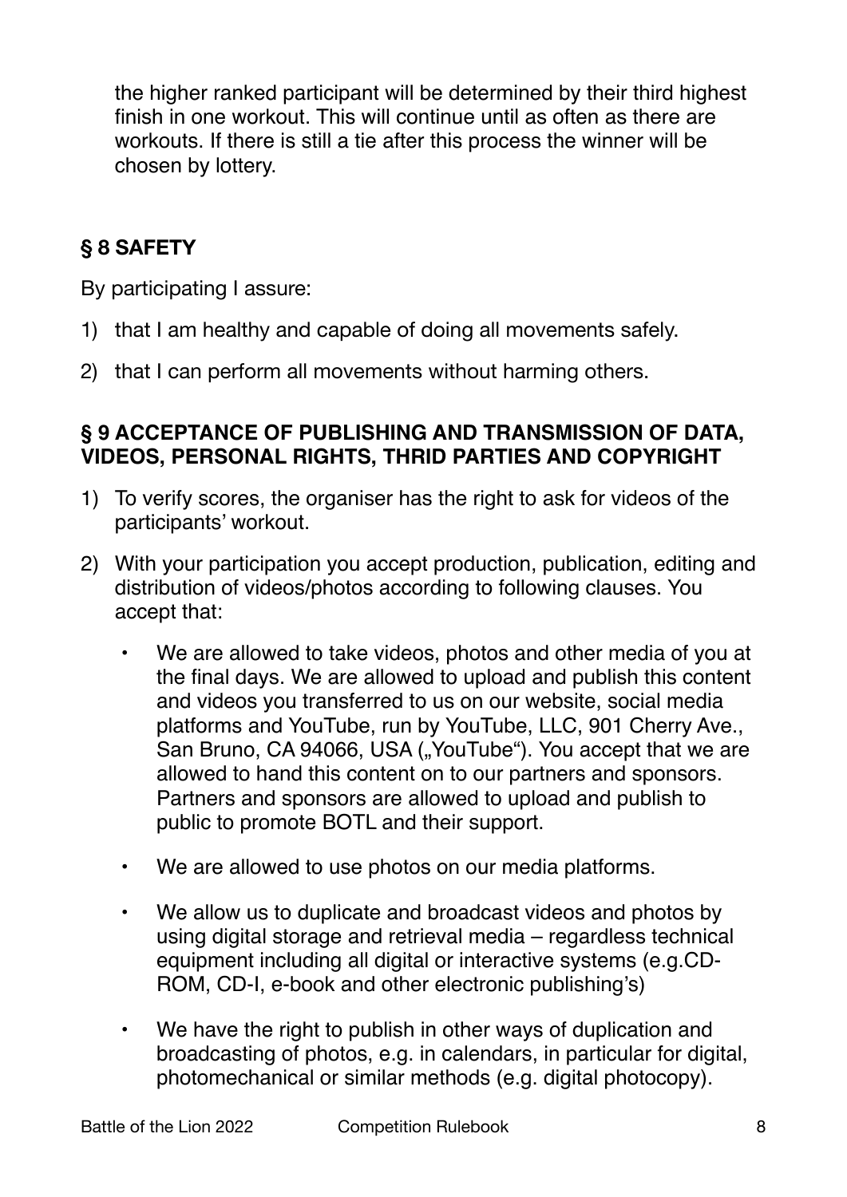the higher ranked participant will be determined by their third highest finish in one workout. This will continue until as often as there are workouts. If there is still a tie after this process the winner will be chosen by lottery.

## § 8 SAFETY

By participating I assure:

1) that I am healthy and capable of doing all movements safely.
2) that I can perform all movements without harming others.

## § 9 ACCEPTANCE OF PUBLISHING AND TRANSMISSION OF DATA, VIDEOS, PERSONAL RIGHTS, THRID PARTIES AND COPYRIGHT

1) To verify scores, the organiser has the right to ask for videos of the participants' workout.
2) With your participation you accept production, publication, editing and distribution of videos/photos according to following clauses. You accept that:
   - We are allowed to take videos, photos and other media of you at the final days. We are allowed to upload and publish this content and videos you transferred to us on our website, social media platforms and YouTube, run by YouTube, LLC, 901 Cherry Ave., San Bruno, CA 94066, USA („YouTube"). You accept that we are allowed to hand this content on to our partners and sponsors. Partners and sponsors are allowed to upload and publish to public to promote BOTL and their support.
   - We are allowed to use photos on our media platforms.
   - We allow us to duplicate and broadcast videos and photos by using digital storage and retrieval media – regardless technical equipment including all digital or interactive systems (e.g.CD-ROM, CD-I, e-book and other electronic publishing's)
   - We have the right to publish in other ways of duplication and broadcasting of photos, e.g. in calendars, in particular for digital, photomechanical or similar methods (e.g. digital photocopy).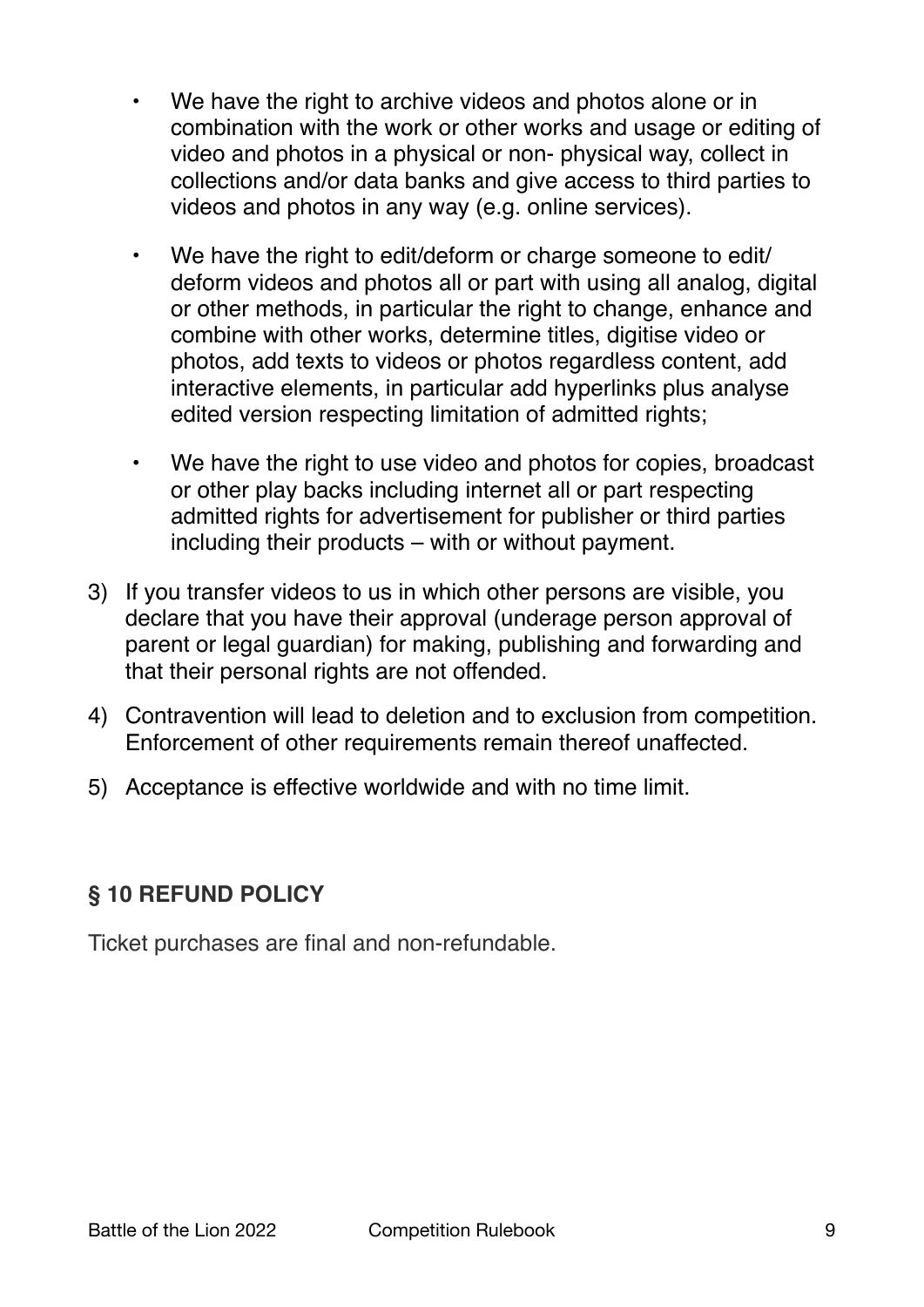- We have the right to archive videos and photos alone or in combination with the work or other works and usage or editing of video and photos in a physical or non- physical way, collect in collections and/or data banks and give access to third parties to videos and photos in any way (e.g. online services).
- We have the right to edit/deform or charge someone to edit/ deform videos and photos all or part with using all analog, digital or other methods, in particular the right to change, enhance and combine with other works, determine titles, digitise video or photos, add texts to videos or photos regardless content, add interactive elements, in particular add hyperlinks plus analyse edited version respecting limitation of admitted rights;
- We have the right to use video and photos for copies, broadcast or other play backs including internet all or part respecting admitted rights for advertisement for publisher or third parties including their products – with or without payment.

3) If you transfer videos to us in which other persons are visible, you declare that you have their approval (underage person approval of parent or legal guardian) for making, publishing and forwarding and that their personal rights are not offended.
4) Contravention will lead to deletion and to exclusion from competition. Enforcement of other requirements remain thereof unaffected.
5) Acceptance is effective worldwide and with no time limit.

## § 10 REFUND POLICY

Ticket purchases are final and non-refundable.